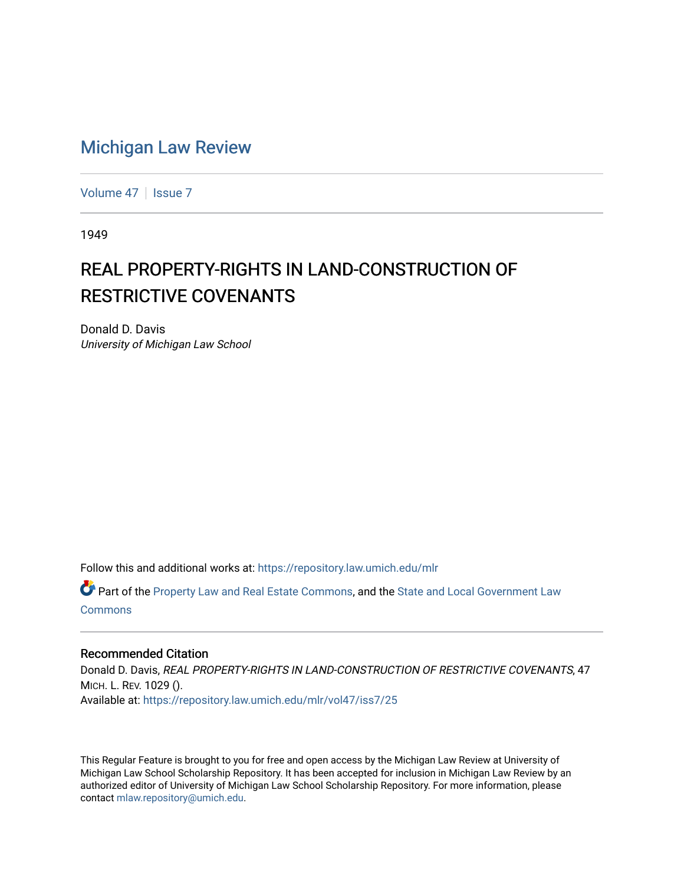Michigan Law Review

Volume 47 | Issue 7

1949

# REAL PROPERTY-RIGHTS IN LAND-CONSTRUCTION OF RESTRICTIVE COVENANTS

Donald D. Davis
*University of Michigan Law School*

Follow this and additional works at: https://repository.law.umich.edu/mlr

Part of the Property Law and Real Estate Commons, and the State and Local Government Law Commons

## Recommended Citation

Donald D. Davis, *REAL PROPERTY-RIGHTS IN LAND-CONSTRUCTION OF RESTRICTIVE COVENANTS*, 47 MICH. L. REV. 1029 ().
Available at: https://repository.law.umich.edu/mlr/vol47/iss7/25

This Regular Feature is brought to you for free and open access by the Michigan Law Review at University of Michigan Law School Scholarship Repository. It has been accepted for inclusion in Michigan Law Review by an authorized editor of University of Michigan Law School Scholarship Repository. For more information, please contact mlaw.repository@umich.edu.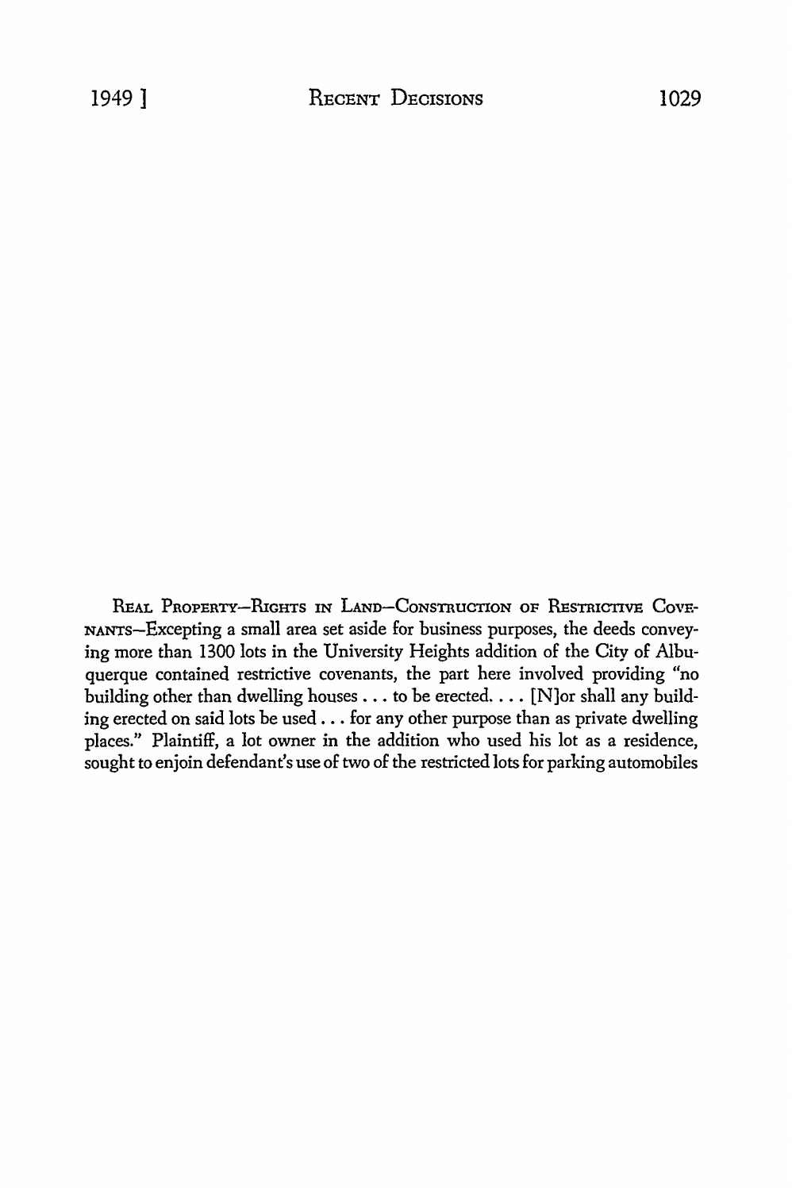REAL PROPERTY—RIGHTS IN LAND—CONSTRUCTION OF RESTRICTIVE COVENANTS—Excepting a small area set aside for business purposes, the deeds conveying more than 1300 lots in the University Heights addition of the City of Albuquerque contained restrictive covenants, the part here involved providing "no building other than dwelling houses . . . to be erected. . . . [N]or shall any building erected on said lots be used . . . for any other purpose than as private dwelling places." Plaintiff, a lot owner in the addition who used his lot as a residence, sought to enjoin defendant's use of two of the restricted lots for parking automobiles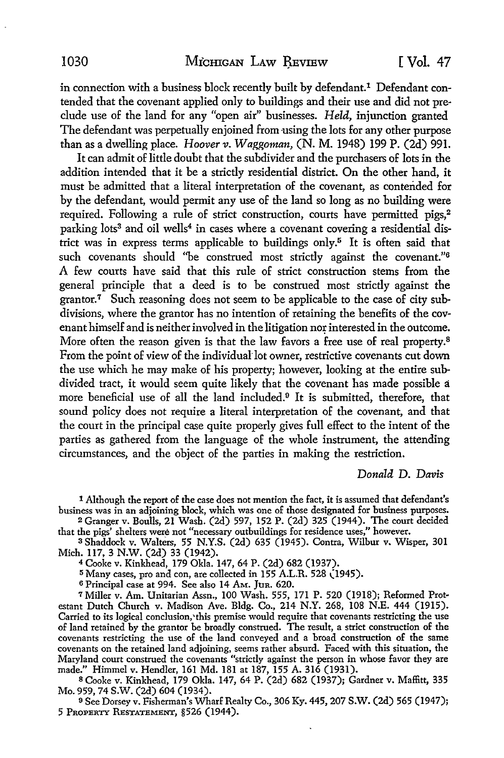in connection with a business block recently built by defendant.[1] Defendant contended that the covenant applied only to buildings and their use and did not preclude use of the land for any "open air" businesses. *Held*, injunction granted The defendant was perpetually enjoined from using the lots for any other purpose than as a dwelling place. *Hoover v. Waggoman*, (N. M. 1948) 199 P. (2d) 991.

It can admit of little doubt that the subdivider and the purchasers of lots in the addition intended that it be a strictly residential district. On the other hand, it must be admitted that a literal interpretation of the covenant, as contended for by the defendant, would permit any use of the land so long as no building were required. Following a rule of strict construction, courts have permitted pigs,[2] parking lots[3] and oil wells[4] in cases where a covenant covering a residential district was in express terms applicable to buildings only.[5] It is often said that such covenants should "be construed most strictly against the covenant."[6] A few courts have said that this rule of strict construction stems from the general principle that a deed is to be construed most strictly against the grantor.[7] Such reasoning does not seem to be applicable to the case of city subdivisions, where the grantor has no intention of retaining the benefits of the covenant himself and is neither involved in the litigation nor interested in the outcome. More often the reason given is that the law favors a free use of real property.[8] From the point of view of the individual lot owner, restrictive covenants cut down the use which he may make of his property; however, looking at the entire subdivided tract, it would seem quite likely that the covenant has made possible a more beneficial use of all the land included.[9] It is submitted, therefore, that sound policy does not require a literal interpretation of the covenant, and that the court in the principal case quite properly gives full effect to the intent of the parties as gathered from the language of the whole instrument, the attending circumstances, and the object of the parties in making the restriction.

*Donald D. Davis*

---

[1] Although the report of the case does not mention the fact, it is assumed that defendant's business was in an adjoining block, which was one of those designated for business purposes.

[2] Granger v. Boulls, 21 Wash. (2d) 597, 152 P. (2d) 325 (1944). The court decided that the pigs' shelters were not "necessary outbuildings for residence uses," however.

[3] Shaddock v. Walters, 55 N.Y.S. (2d) 635 (1945). Contra, Wilbur v. Wisper, 301 Mich. 117, 3 N.W. (2d) 33 (1942).

[4] Cooke v. Kinkhead, 179 Okla. 147, 64 P. (2d) 682 (1937).

[5] Many cases, pro and con, are collected in 155 A.L.R. 528 (1945).

[6] Principal case at 994. See also 14 AM. JUR. 620.

[7] Miller v. Am. Unitarian Assn., 100 Wash. 555, 171 P. 520 (1918); Reformed Protestant Dutch Church v. Madison Ave. Bldg. Co., 214 N.Y. 268, 108 N.E. 444 (1915). Carried to its logical conclusion, this premise would require that covenants restricting the use of land retained by the grantor be broadly construed. The result, a strict construction of the covenants restricting the use of the land conveyed and a broad construction of the same covenants on the retained land adjoining, seems rather absurd. Faced with this situation, the Maryland court construed the covenants "strictly against the person in whose favor they are made." Himmel v. Hendler, 161 Md. 181 at 187, 155 A. 316 (1931).

[8] Cooke v. Kinkhead, 179 Okla. 147, 64 P. (2d) 682 (1937); Gardner v. Maffitt, 335 Mo. 959, 74 S.W. (2d) 604 (1934).

[9] See Dorsey v. Fisherman's Wharf Realty Co., 306 Ky. 445, 207 S.W. (2d) 565 (1947); 5 PROPERTY RESTATEMENT, §526 (1944).